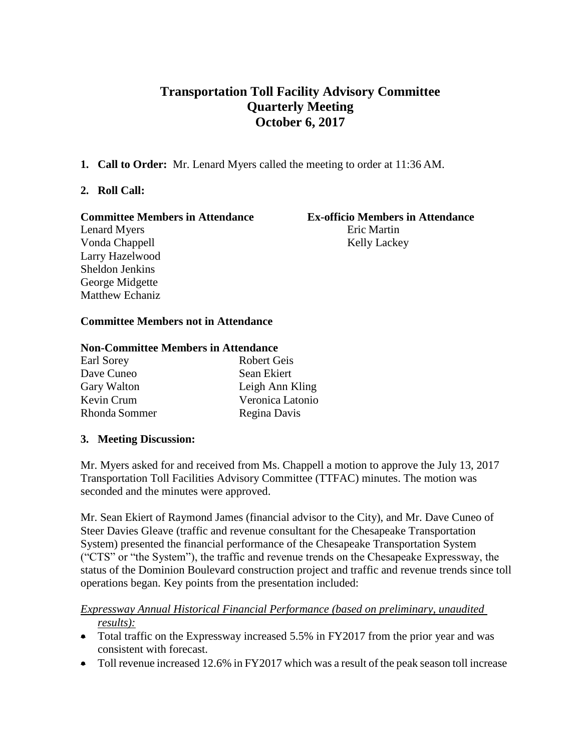# Transportation Toll Facility Advisory Committee
# Quarterly Meeting
# October 6, 2017

1. **Call to Order:** Mr. Lenard Myers called the meeting to order at 11:36 AM.

2. **Roll Call:**

| **Committee Members in Attendance** | **Ex-officio Members in Attendance** |
|---|---|
| Lenard Myers | Eric Martin |
| Vonda Chappell | Kelly Lackey |
| Larry Hazelwood | |
| Sheldon Jenkins | |
| George Midgette | |
| Matthew Echaniz | |

**Committee Members not in Attendance**

**Non-Committee Members in Attendance**

| | |
|---|---|
| Earl Sorey | Robert Geis |
| Dave Cuneo | Sean Ekiert |
| Gary Walton | Leigh Ann Kling |
| Kevin Crum | Veronica Latonio |
| Rhonda Sommer | Regina Davis |

3. **Meeting Discussion:**

Mr. Myers asked for and received from Ms. Chappell a motion to approve the July 13, 2017 Transportation Toll Facilities Advisory Committee (TTFAC) minutes. The motion was seconded and the minutes were approved.

Mr. Sean Ekiert of Raymond James (financial advisor to the City), and Mr. Dave Cuneo of Steer Davies Gleave (traffic and revenue consultant for the Chesapeake Transportation System) presented the financial performance of the Chesapeake Transportation System ("CTS" or "the System"), the traffic and revenue trends on the Chesapeake Expressway, the status of the Dominion Boulevard construction project and traffic and revenue trends since toll operations began. Key points from the presentation included:

*Expressway Annual Historical Financial Performance (based on preliminary, unaudited results):*

- Total traffic on the Expressway increased 5.5% in FY2017 from the prior year and was consistent with forecast.
- Toll revenue increased 12.6% in FY2017 which was a result of the peak season toll increase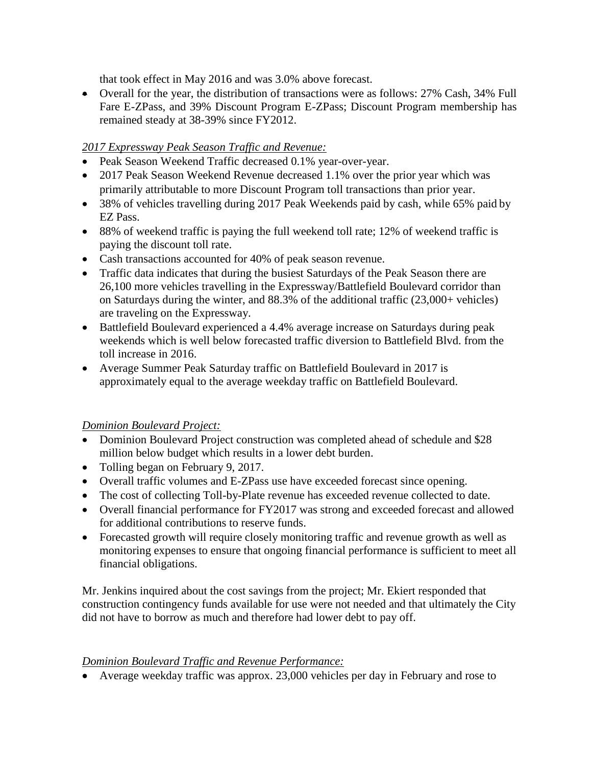that took effect in May 2016 and was 3.0% above forecast.

- Overall for the year, the distribution of transactions were as follows: 27% Cash, 34% Full Fare E-ZPass, and 39% Discount Program E-ZPass; Discount Program membership has remained steady at 38-39% since FY2012.

*2017 Expressway Peak Season Traffic and Revenue:*

- Peak Season Weekend Traffic decreased 0.1% year-over-year.
- 2017 Peak Season Weekend Revenue decreased 1.1% over the prior year which was primarily attributable to more Discount Program toll transactions than prior year.
- 38% of vehicles travelling during 2017 Peak Weekends paid by cash, while 65% paid by EZ Pass.
- 88% of weekend traffic is paying the full weekend toll rate; 12% of weekend traffic is paying the discount toll rate.
- Cash transactions accounted for 40% of peak season revenue.
- Traffic data indicates that during the busiest Saturdays of the Peak Season there are 26,100 more vehicles travelling in the Expressway/Battlefield Boulevard corridor than on Saturdays during the winter, and 88.3% of the additional traffic (23,000+ vehicles) are traveling on the Expressway.
- Battlefield Boulevard experienced a 4.4% average increase on Saturdays during peak weekends which is well below forecasted traffic diversion to Battlefield Blvd. from the toll increase in 2016.
- Average Summer Peak Saturday traffic on Battlefield Boulevard in 2017 is approximately equal to the average weekday traffic on Battlefield Boulevard.

*Dominion Boulevard Project:*

- Dominion Boulevard Project construction was completed ahead of schedule and $28 million below budget which results in a lower debt burden.
- Tolling began on February 9, 2017.
- Overall traffic volumes and E-ZPass use have exceeded forecast since opening.
- The cost of collecting Toll-by-Plate revenue has exceeded revenue collected to date.
- Overall financial performance for FY2017 was strong and exceeded forecast and allowed for additional contributions to reserve funds.
- Forecasted growth will require closely monitoring traffic and revenue growth as well as monitoring expenses to ensure that ongoing financial performance is sufficient to meet all financial obligations.

Mr. Jenkins inquired about the cost savings from the project; Mr. Ekiert responded that construction contingency funds available for use were not needed and that ultimately the City did not have to borrow as much and therefore had lower debt to pay off.

*Dominion Boulevard Traffic and Revenue Performance:*

- Average weekday traffic was approx. 23,000 vehicles per day in February and rose to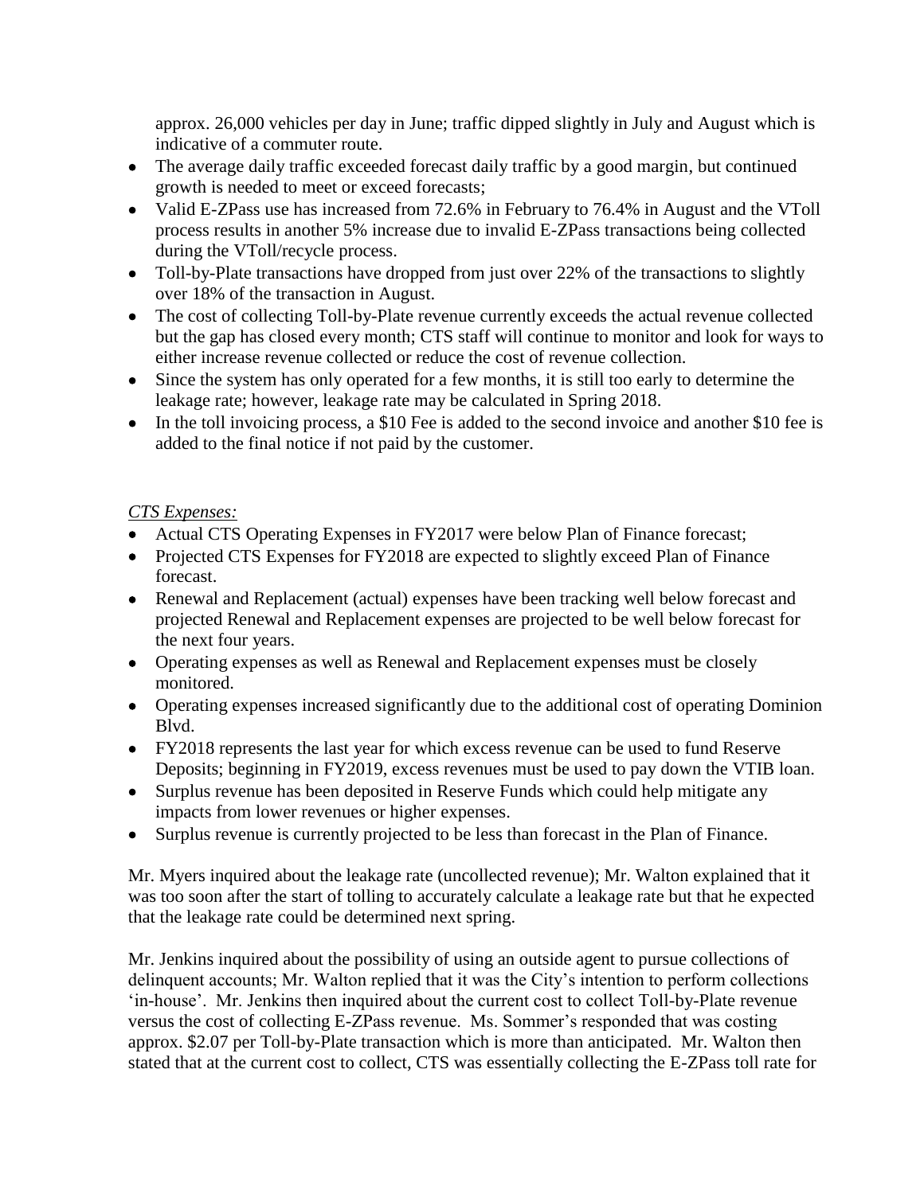approx. 26,000 vehicles per day in June; traffic dipped slightly in July and August which is indicative of a commuter route.

- The average daily traffic exceeded forecast daily traffic by a good margin, but continued growth is needed to meet or exceed forecasts;
- Valid E-ZPass use has increased from 72.6% in February to 76.4% in August and the VToll process results in another 5% increase due to invalid E-ZPass transactions being collected during the VToll/recycle process.
- Toll-by-Plate transactions have dropped from just over 22% of the transactions to slightly over 18% of the transaction in August.
- The cost of collecting Toll-by-Plate revenue currently exceeds the actual revenue collected but the gap has closed every month; CTS staff will continue to monitor and look for ways to either increase revenue collected or reduce the cost of revenue collection.
- Since the system has only operated for a few months, it is still too early to determine the leakage rate; however, leakage rate may be calculated in Spring 2018.
- In the toll invoicing process, a $10 Fee is added to the second invoice and another $10 fee is added to the final notice if not paid by the customer.

*CTS Expenses:*

- Actual CTS Operating Expenses in FY2017 were below Plan of Finance forecast;
- Projected CTS Expenses for FY2018 are expected to slightly exceed Plan of Finance forecast.
- Renewal and Replacement (actual) expenses have been tracking well below forecast and projected Renewal and Replacement expenses are projected to be well below forecast for the next four years.
- Operating expenses as well as Renewal and Replacement expenses must be closely monitored.
- Operating expenses increased significantly due to the additional cost of operating Dominion Blvd.
- FY2018 represents the last year for which excess revenue can be used to fund Reserve Deposits; beginning in FY2019, excess revenues must be used to pay down the VTIB loan.
- Surplus revenue has been deposited in Reserve Funds which could help mitigate any impacts from lower revenues or higher expenses.
- Surplus revenue is currently projected to be less than forecast in the Plan of Finance.

Mr. Myers inquired about the leakage rate (uncollected revenue); Mr. Walton explained that it was too soon after the start of tolling to accurately calculate a leakage rate but that he expected that the leakage rate could be determined next spring.

Mr. Jenkins inquired about the possibility of using an outside agent to pursue collections of delinquent accounts; Mr. Walton replied that it was the City's intention to perform collections 'in-house'. Mr. Jenkins then inquired about the current cost to collect Toll-by-Plate revenue versus the cost of collecting E-ZPass revenue. Ms. Sommer's responded that was costing approx. $2.07 per Toll-by-Plate transaction which is more than anticipated. Mr. Walton then stated that at the current cost to collect, CTS was essentially collecting the E-ZPass toll rate for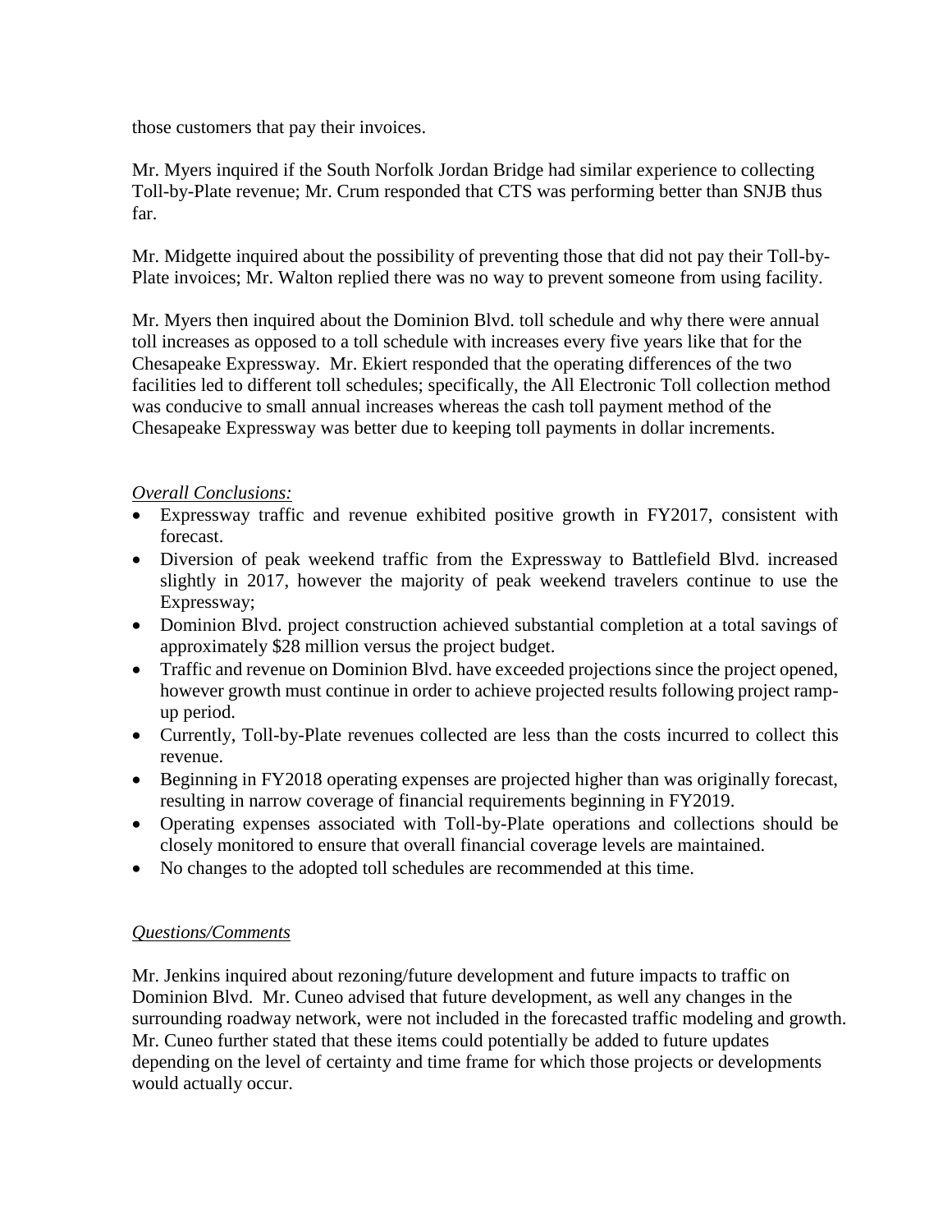those customers that pay their invoices.

Mr. Myers inquired if the South Norfolk Jordan Bridge had similar experience to collecting Toll-by-Plate revenue; Mr. Crum responded that CTS was performing better than SNJB thus far.

Mr. Midgette inquired about the possibility of preventing those that did not pay their Toll-by-Plate invoices; Mr. Walton replied there was no way to prevent someone from using facility.

Mr. Myers then inquired about the Dominion Blvd. toll schedule and why there were annual toll increases as opposed to a toll schedule with increases every five years like that for the Chesapeake Expressway. Mr. Ekiert responded that the operating differences of the two facilities led to different toll schedules; specifically, the All Electronic Toll collection method was conducive to small annual increases whereas the cash toll payment method of the Chesapeake Expressway was better due to keeping toll payments in dollar increments.

*Overall Conclusions:*

- Expressway traffic and revenue exhibited positive growth in FY2017, consistent with forecast.
- Diversion of peak weekend traffic from the Expressway to Battlefield Blvd. increased slightly in 2017, however the majority of peak weekend travelers continue to use the Expressway;
- Dominion Blvd. project construction achieved substantial completion at a total savings of approximately $28 million versus the project budget.
- Traffic and revenue on Dominion Blvd. have exceeded projections since the project opened, however growth must continue in order to achieve projected results following project ramp-up period.
- Currently, Toll-by-Plate revenues collected are less than the costs incurred to collect this revenue.
- Beginning in FY2018 operating expenses are projected higher than was originally forecast, resulting in narrow coverage of financial requirements beginning in FY2019.
- Operating expenses associated with Toll-by-Plate operations and collections should be closely monitored to ensure that overall financial coverage levels are maintained.
- No changes to the adopted toll schedules are recommended at this time.

*Questions/Comments*

Mr. Jenkins inquired about rezoning/future development and future impacts to traffic on Dominion Blvd. Mr. Cuneo advised that future development, as well any changes in the surrounding roadway network, were not included in the forecasted traffic modeling and growth. Mr. Cuneo further stated that these items could potentially be added to future updates depending on the level of certainty and time frame for which those projects or developments would actually occur.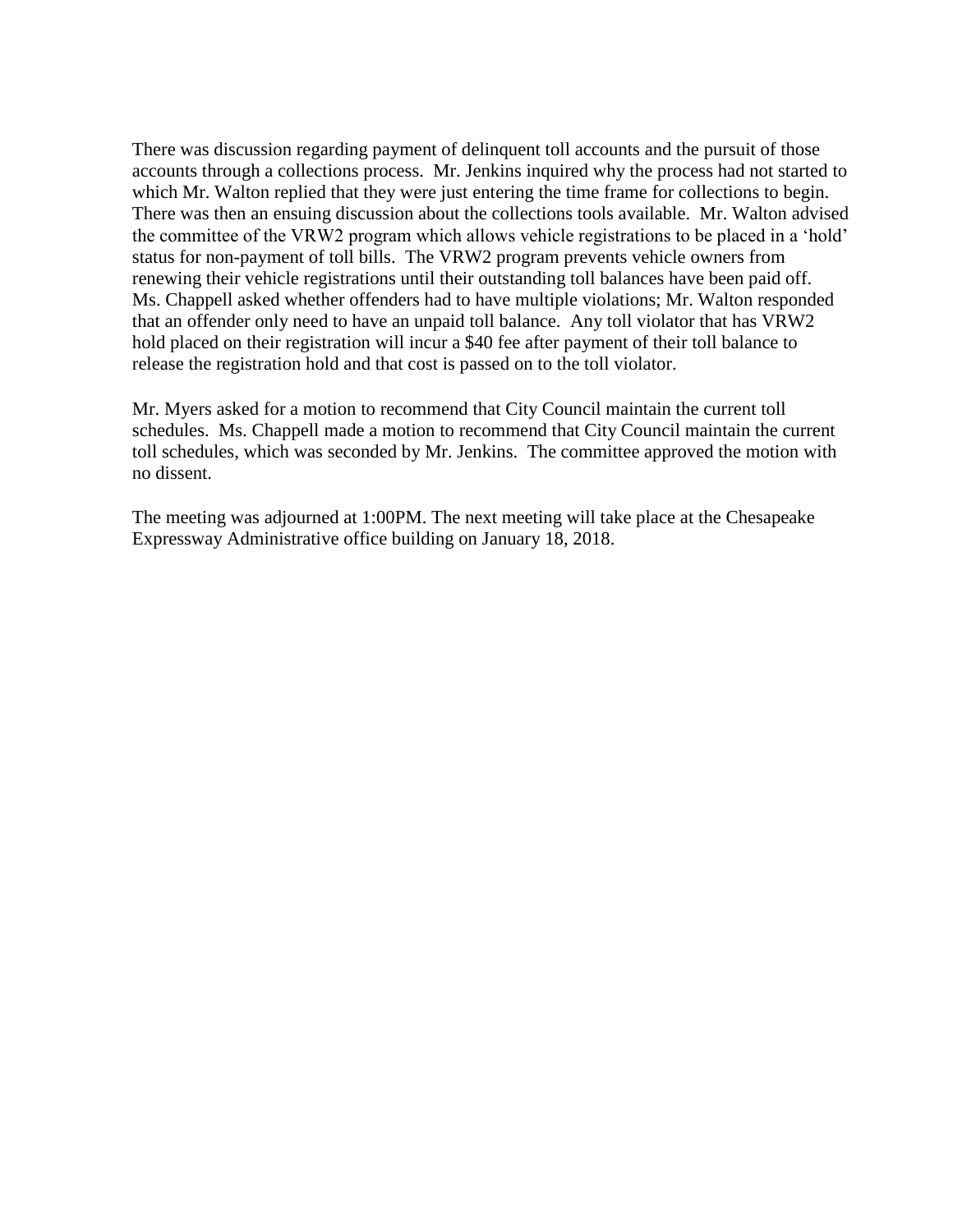There was discussion regarding payment of delinquent toll accounts and the pursuit of those accounts through a collections process. Mr. Jenkins inquired why the process had not started to which Mr. Walton replied that they were just entering the time frame for collections to begin. There was then an ensuing discussion about the collections tools available. Mr. Walton advised the committee of the VRW2 program which allows vehicle registrations to be placed in a 'hold' status for non-payment of toll bills. The VRW2 program prevents vehicle owners from renewing their vehicle registrations until their outstanding toll balances have been paid off. Ms. Chappell asked whether offenders had to have multiple violations; Mr. Walton responded that an offender only need to have an unpaid toll balance. Any toll violator that has VRW2 hold placed on their registration will incur a $40 fee after payment of their toll balance to release the registration hold and that cost is passed on to the toll violator.

Mr. Myers asked for a motion to recommend that City Council maintain the current toll schedules. Ms. Chappell made a motion to recommend that City Council maintain the current toll schedules, which was seconded by Mr. Jenkins. The committee approved the motion with no dissent.

The meeting was adjourned at 1:00PM. The next meeting will take place at the Chesapeake Expressway Administrative office building on January 18, 2018.